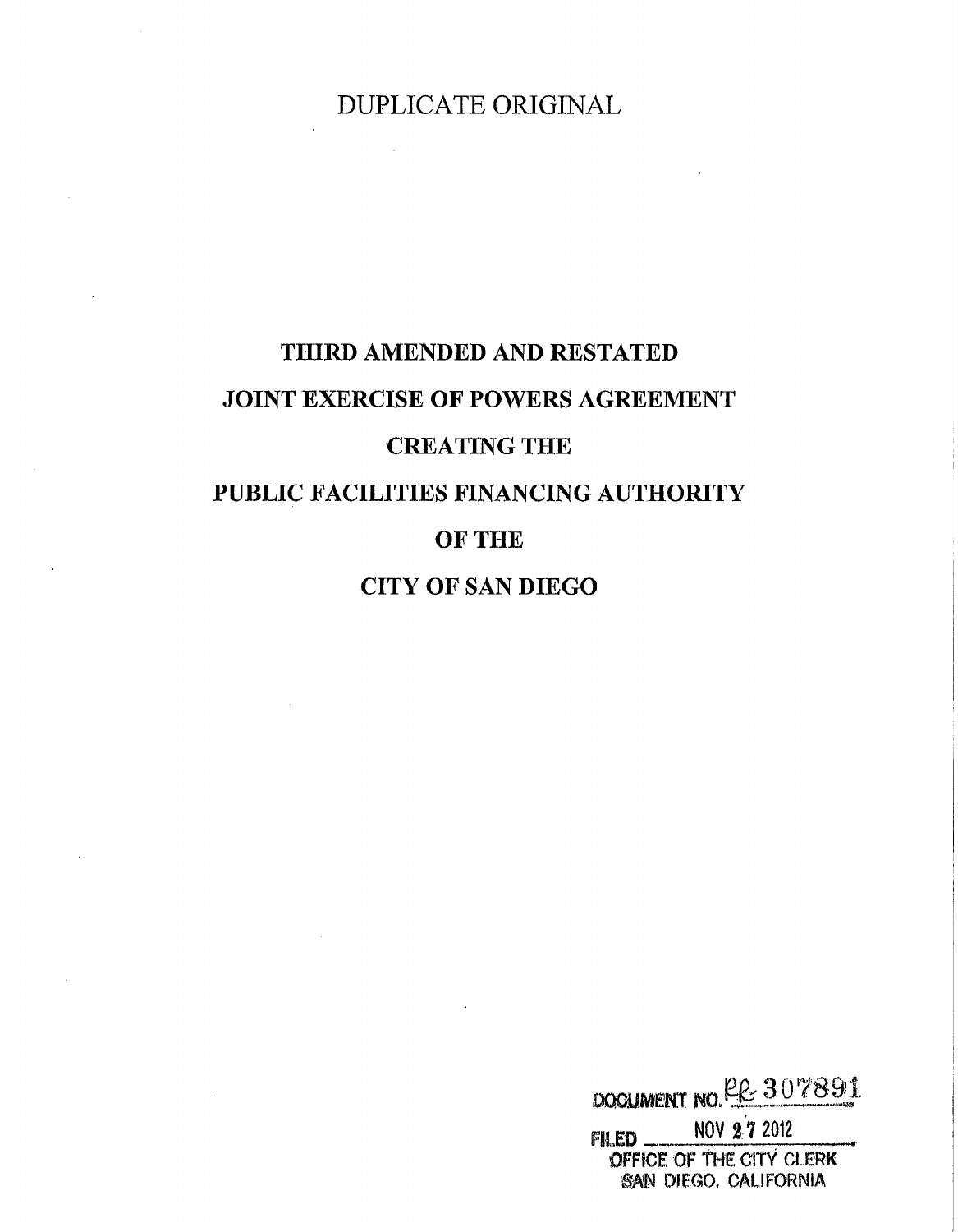DUPLICATE ORIGINAL

# THIRD AMENDED AND RESTATED
# JOINT EXERCISE OF POWERS AGREEMENT
# CREATING THE
# PUBLIC FACILITIES FINANCING AUTHORITY
# OF THE
# CITY OF SAN DIEGO

DOCUMENT NO. RR-307891

FILED NOV 27 2012

OFFICE OF THE CITY CLERK
SAN DIEGO, CALIFORNIA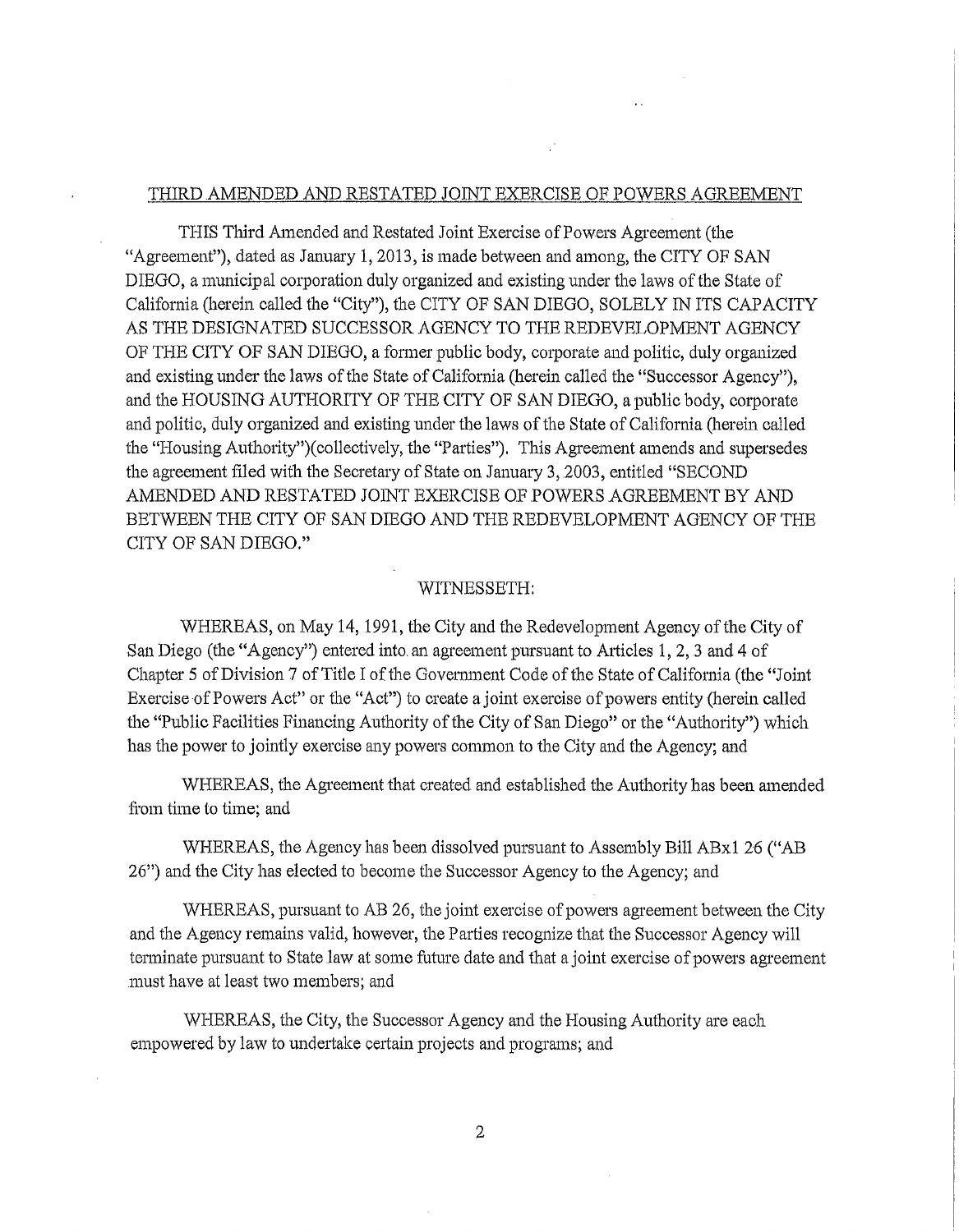THIRD AMENDED AND RESTATED JOINT EXERCISE OF POWERS AGREEMENT

THIS Third Amended and Restated Joint Exercise of Powers Agreement (the "Agreement"), dated as January 1, 2013, is made between and among, the CITY OF SAN DIEGO, a municipal corporation duly organized and existing under the laws of the State of California (herein called the "City"), the CITY OF SAN DIEGO, SOLELY IN ITS CAPACITY AS THE DESIGNATED SUCCESSOR AGENCY TO THE REDEVELOPMENT AGENCY OF THE CITY OF SAN DIEGO, a former public body, corporate and politic, duly organized and existing under the laws of the State of California (herein called the "Successor Agency"), and the HOUSING AUTHORITY OF THE CITY OF SAN DIEGO, a public body, corporate and politic, duly organized and existing under the laws of the State of California (herein called the "Housing Authority")(collectively, the "Parties"). This Agreement amends and supersedes the agreement filed with the Secretary of State on January 3, 2003, entitled "SECOND AMENDED AND RESTATED JOINT EXERCISE OF POWERS AGREEMENT BY AND BETWEEN THE CITY OF SAN DIEGO AND THE REDEVELOPMENT AGENCY OF THE CITY OF SAN DIEGO."

WITNESSETH:

WHEREAS, on May 14, 1991, the City and the Redevelopment Agency of the City of San Diego (the "Agency") entered into an agreement pursuant to Articles 1, 2, 3 and 4 of Chapter 5 of Division 7 of Title I of the Government Code of the State of California (the "Joint Exercise of Powers Act" or the "Act") to create a joint exercise of powers entity (herein called the "Public Facilities Financing Authority of the City of San Diego" or the "Authority") which has the power to jointly exercise any powers common to the City and the Agency; and

WHEREAS, the Agreement that created and established the Authority has been amended from time to time; and

WHEREAS, the Agency has been dissolved pursuant to Assembly Bill ABx1 26 ("AB 26") and the City has elected to become the Successor Agency to the Agency; and

WHEREAS, pursuant to AB 26, the joint exercise of powers agreement between the City and the Agency remains valid, however, the Parties recognize that the Successor Agency will terminate pursuant to State law at some future date and that a joint exercise of powers agreement must have at least two members; and

WHEREAS, the City, the Successor Agency and the Housing Authority are each empowered by law to undertake certain projects and programs; and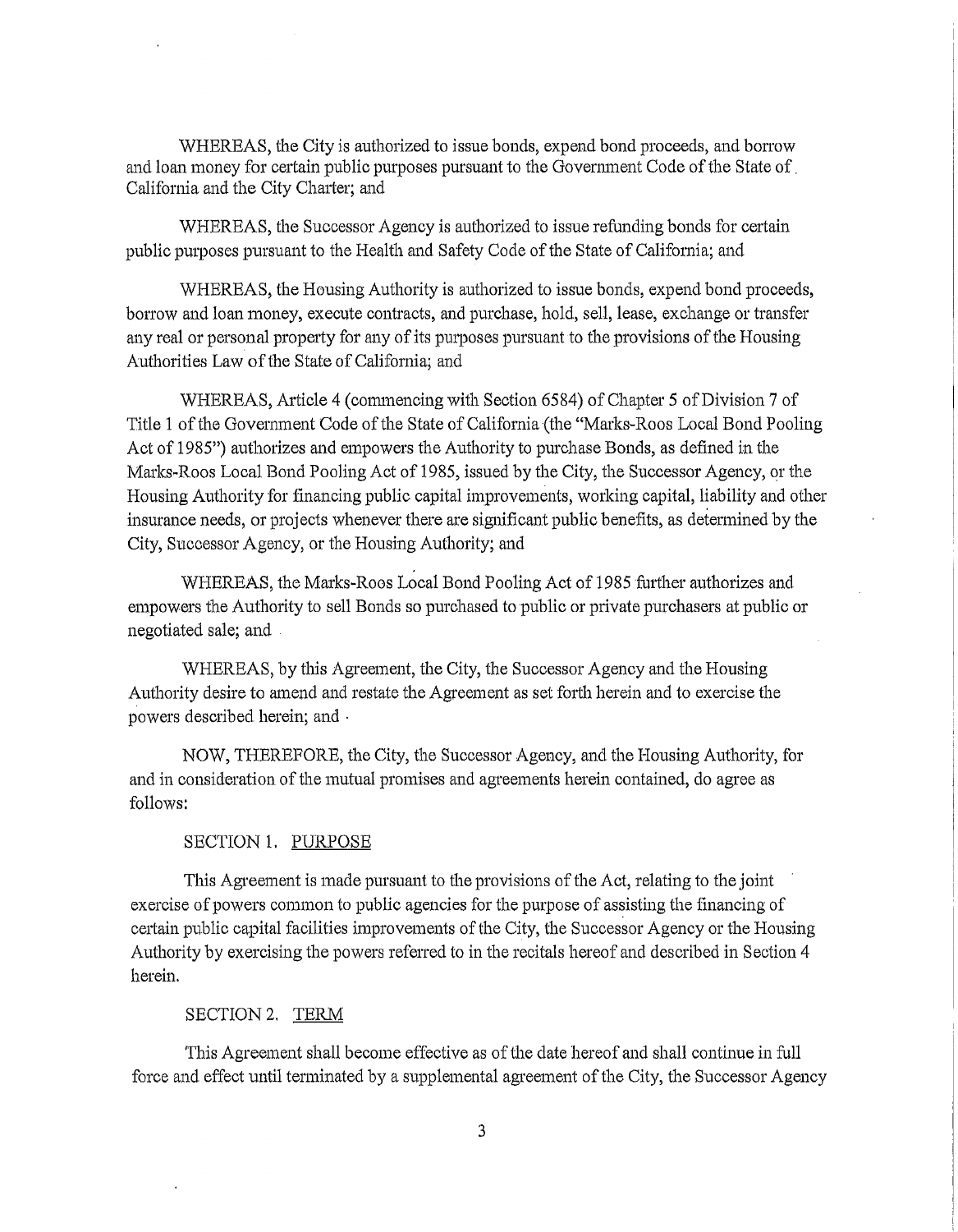WHEREAS, the City is authorized to issue bonds, expend bond proceeds, and borrow and loan money for certain public purposes pursuant to the Government Code of the State of California and the City Charter; and

WHEREAS, the Successor Agency is authorized to issue refunding bonds for certain public purposes pursuant to the Health and Safety Code of the State of California; and

WHEREAS, the Housing Authority is authorized to issue bonds, expend bond proceeds, borrow and loan money, execute contracts, and purchase, hold, sell, lease, exchange or transfer any real or personal property for any of its purposes pursuant to the provisions of the Housing Authorities Law of the State of California; and

WHEREAS, Article 4 (commencing with Section 6584) of Chapter 5 of Division 7 of Title 1 of the Government Code of the State of California (the "Marks-Roos Local Bond Pooling Act of 1985") authorizes and empowers the Authority to purchase Bonds, as defined in the Marks-Roos Local Bond Pooling Act of 1985, issued by the City, the Successor Agency, or the Housing Authority for financing public capital improvements, working capital, liability and other insurance needs, or projects whenever there are significant public benefits, as determined by the City, Successor Agency, or the Housing Authority; and

WHEREAS, the Marks-Roos Local Bond Pooling Act of 1985 further authorizes and empowers the Authority to sell Bonds so purchased to public or private purchasers at public or negotiated sale; and

WHEREAS, by this Agreement, the City, the Successor Agency and the Housing Authority desire to amend and restate the Agreement as set forth herein and to exercise the powers described herein; and

NOW, THEREFORE, the City, the Successor Agency, and the Housing Authority, for and in consideration of the mutual promises and agreements herein contained, do agree as follows:

SECTION 1. PURPOSE

This Agreement is made pursuant to the provisions of the Act, relating to the joint exercise of powers common to public agencies for the purpose of assisting the financing of certain public capital facilities improvements of the City, the Successor Agency or the Housing Authority by exercising the powers referred to in the recitals hereof and described in Section 4 herein.

SECTION 2. TERM

This Agreement shall become effective as of the date hereof and shall continue in full force and effect until terminated by a supplemental agreement of the City, the Successor Agency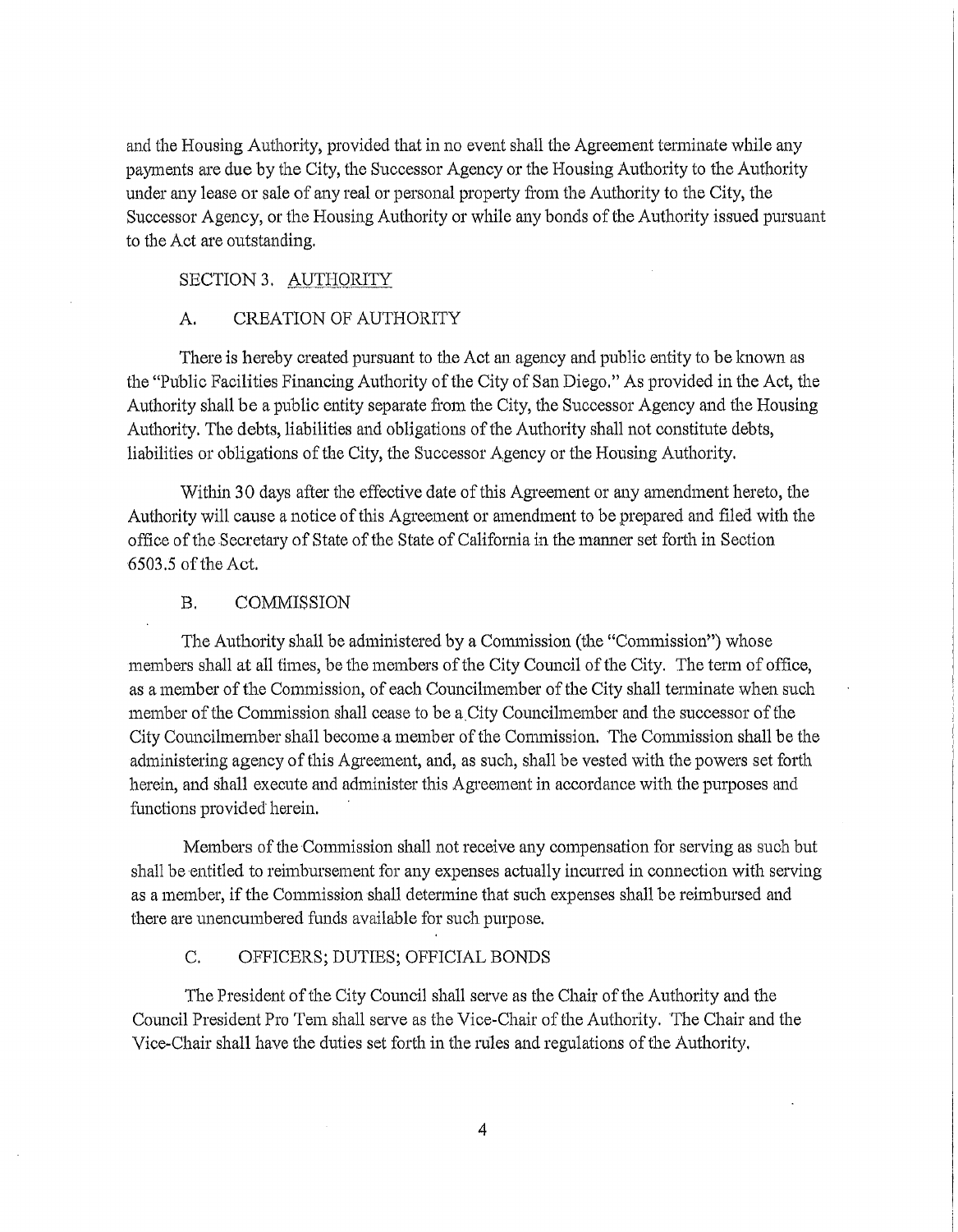and the Housing Authority, provided that in no event shall the Agreement terminate while any payments are due by the City, the Successor Agency or the Housing Authority to the Authority under any lease or sale of any real or personal property from the Authority to the City, the Successor Agency, or the Housing Authority or while any bonds of the Authority issued pursuant to the Act are outstanding.

SECTION 3. <u>AUTHORITY</u>

A. CREATION OF AUTHORITY

There is hereby created pursuant to the Act an agency and public entity to be known as the "Public Facilities Financing Authority of the City of San Diego." As provided in the Act, the Authority shall be a public entity separate from the City, the Successor Agency and the Housing Authority. The debts, liabilities and obligations of the Authority shall not constitute debts, liabilities or obligations of the City, the Successor Agency or the Housing Authority.

Within 30 days after the effective date of this Agreement or any amendment hereto, the Authority will cause a notice of this Agreement or amendment to be prepared and filed with the office of the Secretary of State of the State of California in the manner set forth in Section 6503.5 of the Act.

B. COMMISSION

The Authority shall be administered by a Commission (the "Commission") whose members shall at all times, be the members of the City Council of the City. The term of office, as a member of the Commission, of each Councilmember of the City shall terminate when such member of the Commission shall cease to be a City Councilmember and the successor of the City Councilmember shall become a member of the Commission. The Commission shall be the administering agency of this Agreement, and, as such, shall be vested with the powers set forth herein, and shall execute and administer this Agreement in accordance with the purposes and functions provided herein.

Members of the Commission shall not receive any compensation for serving as such but shall be entitled to reimbursement for any expenses actually incurred in connection with serving as a member, if the Commission shall determine that such expenses shall be reimbursed and there are unencumbered funds available for such purpose.

C. OFFICERS; DUTIES; OFFICIAL BONDS

The President of the City Council shall serve as the Chair of the Authority and the Council President Pro Tem shall serve as the Vice-Chair of the Authority. The Chair and the Vice-Chair shall have the duties set forth in the rules and regulations of the Authority.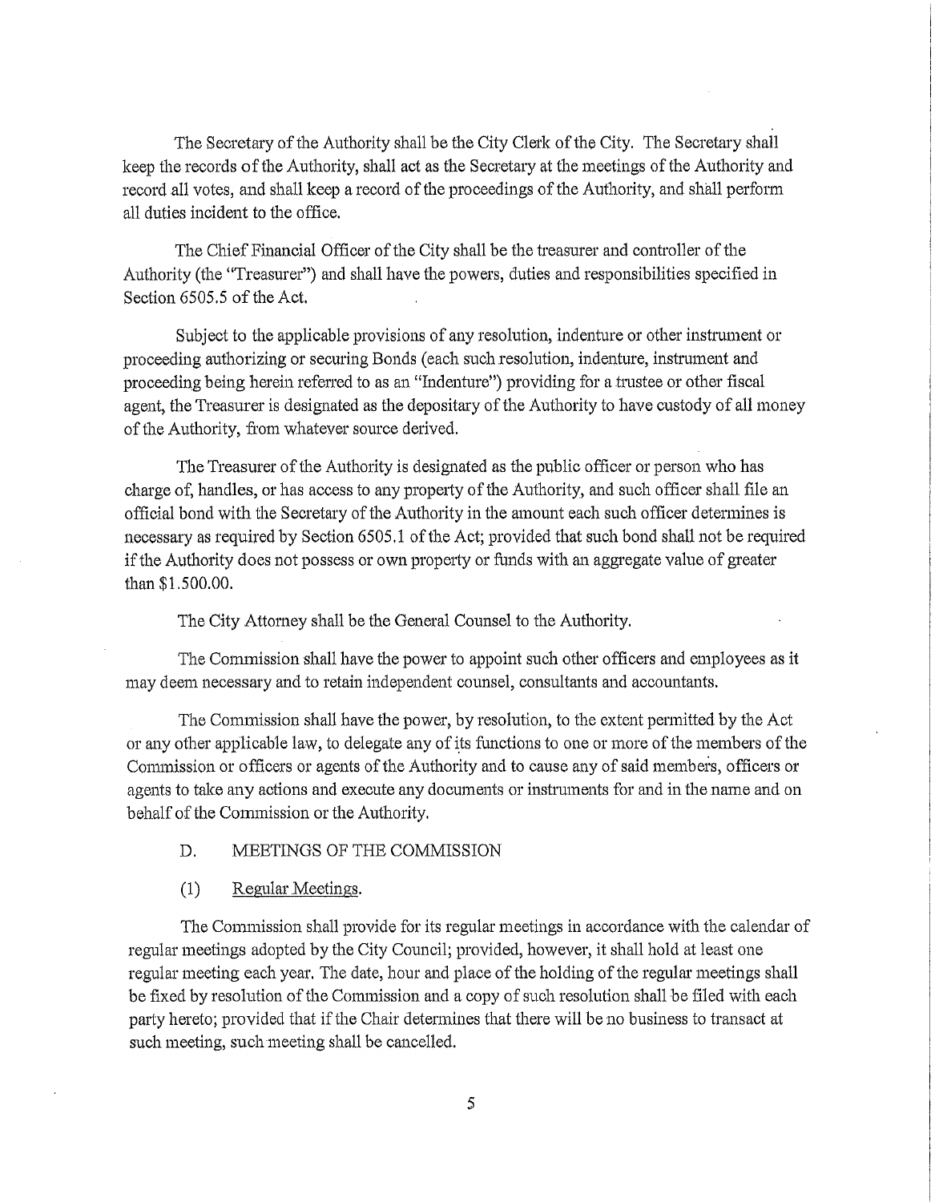The Secretary of the Authority shall be the City Clerk of the City. The Secretary shall keep the records of the Authority, shall act as the Secretary at the meetings of the Authority and record all votes, and shall keep a record of the proceedings of the Authority, and shall perform all duties incident to the office.

The Chief Financial Officer of the City shall be the treasurer and controller of the Authority (the "Treasurer") and shall have the powers, duties and responsibilities specified in Section 6505.5 of the Act.

Subject to the applicable provisions of any resolution, indenture or other instrument or proceeding authorizing or securing Bonds (each such resolution, indenture, instrument and proceeding being herein referred to as an "Indenture") providing for a trustee or other fiscal agent, the Treasurer is designated as the depositary of the Authority to have custody of all money of the Authority, from whatever source derived.

The Treasurer of the Authority is designated as the public officer or person who has charge of, handles, or has access to any property of the Authority, and such officer shall file an official bond with the Secretary of the Authority in the amount each such officer determines is necessary as required by Section 6505.1 of the Act; provided that such bond shall not be required if the Authority does not possess or own property or funds with an aggregate value of greater than $1.500.00.

The City Attorney shall be the General Counsel to the Authority.

The Commission shall have the power to appoint such other officers and employees as it may deem necessary and to retain independent counsel, consultants and accountants.

The Commission shall have the power, by resolution, to the extent permitted by the Act or any other applicable law, to delegate any of its functions to one or more of the members of the Commission or officers or agents of the Authority and to cause any of said members, officers or agents to take any actions and execute any documents or instruments for and in the name and on behalf of the Commission or the Authority.

D. MEETINGS OF THE COMMISSION

(1) Regular Meetings.

The Commission shall provide for its regular meetings in accordance with the calendar of regular meetings adopted by the City Council; provided, however, it shall hold at least one regular meeting each year. The date, hour and place of the holding of the regular meetings shall be fixed by resolution of the Commission and a copy of such resolution shall be filed with each party hereto; provided that if the Chair determines that there will be no business to transact at such meeting, such meeting shall be cancelled.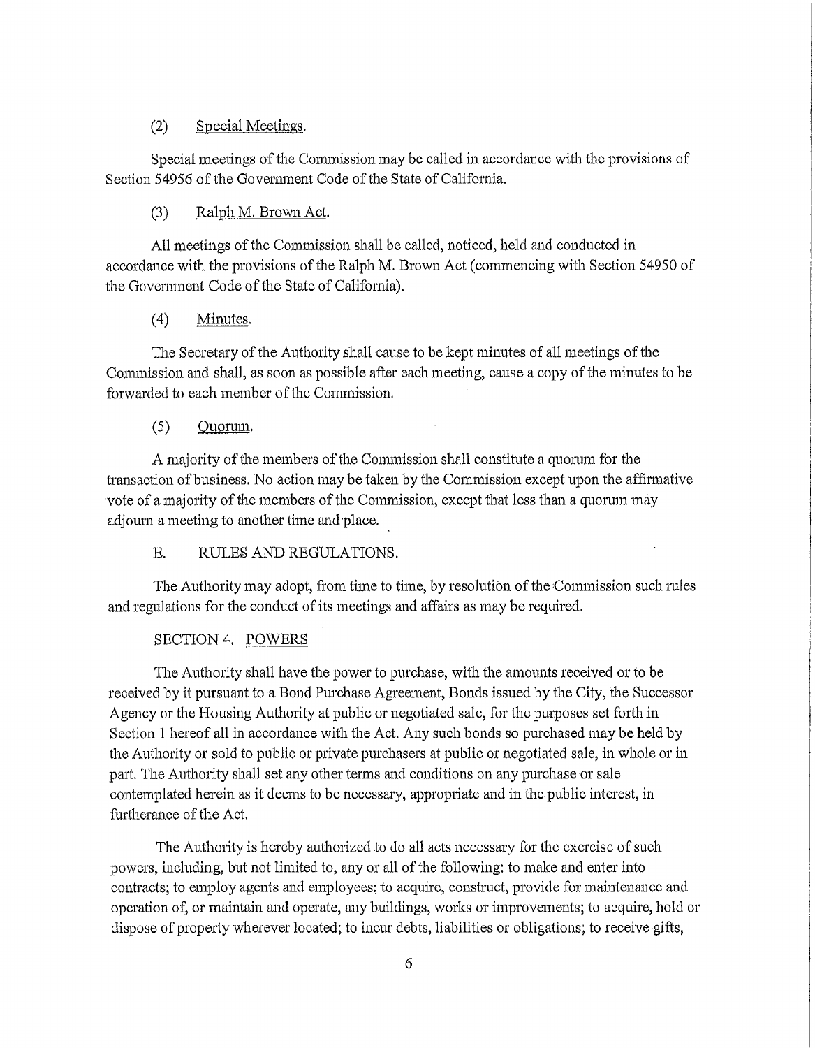(2) Special Meetings.

Special meetings of the Commission may be called in accordance with the provisions of Section 54956 of the Government Code of the State of California.

(3) Ralph M. Brown Act.

All meetings of the Commission shall be called, noticed, held and conducted in accordance with the provisions of the Ralph M. Brown Act (commencing with Section 54950 of the Government Code of the State of California).

(4) Minutes.

The Secretary of the Authority shall cause to be kept minutes of all meetings of the Commission and shall, as soon as possible after each meeting, cause a copy of the minutes to be forwarded to each member of the Commission.

(5) Quorum.

A majority of the members of the Commission shall constitute a quorum for the transaction of business. No action may be taken by the Commission except upon the affirmative vote of a majority of the members of the Commission, except that less than a quorum may adjourn a meeting to another time and place.

E. RULES AND REGULATIONS.

The Authority may adopt, from time to time, by resolution of the Commission such rules and regulations for the conduct of its meetings and affairs as may be required.

SECTION 4. POWERS

The Authority shall have the power to purchase, with the amounts received or to be received by it pursuant to a Bond Purchase Agreement, Bonds issued by the City, the Successor Agency or the Housing Authority at public or negotiated sale, for the purposes set forth in Section 1 hereof all in accordance with the Act. Any such bonds so purchased may be held by the Authority or sold to public or private purchasers at public or negotiated sale, in whole or in part. The Authority shall set any other terms and conditions on any purchase or sale contemplated herein as it deems to be necessary, appropriate and in the public interest, in furtherance of the Act.

The Authority is hereby authorized to do all acts necessary for the exercise of such powers, including, but not limited to, any or all of the following: to make and enter into contracts; to employ agents and employees; to acquire, construct, provide for maintenance and operation of, or maintain and operate, any buildings, works or improvements; to acquire, hold or dispose of property wherever located; to incur debts, liabilities or obligations; to receive gifts,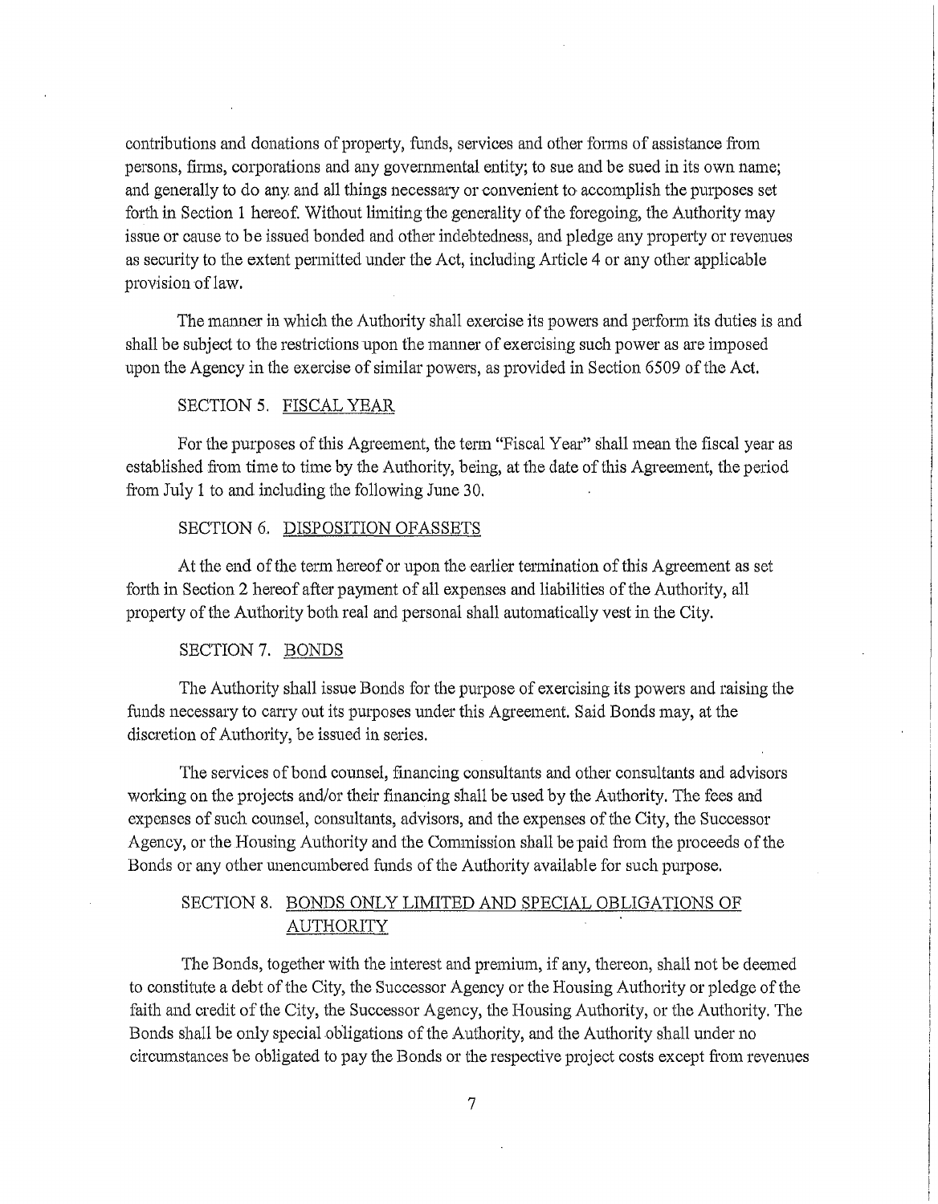contributions and donations of property, funds, services and other forms of assistance from persons, firms, corporations and any governmental entity; to sue and be sued in its own name; and generally to do any and all things necessary or convenient to accomplish the purposes set forth in Section 1 hereof. Without limiting the generality of the foregoing, the Authority may issue or cause to be issued bonded and other indebtedness, and pledge any property or revenues as security to the extent permitted under the Act, including Article 4 or any other applicable provision of law.

The manner in which the Authority shall exercise its powers and perform its duties is and shall be subject to the restrictions upon the manner of exercising such power as are imposed upon the Agency in the exercise of similar powers, as provided in Section 6509 of the Act.

SECTION 5. FISCAL YEAR

For the purposes of this Agreement, the term "Fiscal Year" shall mean the fiscal year as established from time to time by the Authority, being, at the date of this Agreement, the period from July 1 to and including the following June 30.

SECTION 6. DISPOSITION OFASSETS

At the end of the term hereof or upon the earlier termination of this Agreement as set forth in Section 2 hereof after payment of all expenses and liabilities of the Authority, all property of the Authority both real and personal shall automatically vest in the City.

SECTION 7. BONDS

The Authority shall issue Bonds for the purpose of exercising its powers and raising the funds necessary to carry out its purposes under this Agreement. Said Bonds may, at the discretion of Authority, be issued in series.

The services of bond counsel, financing consultants and other consultants and advisors working on the projects and/or their financing shall be used by the Authority. The fees and expenses of such counsel, consultants, advisors, and the expenses of the City, the Successor Agency, or the Housing Authority and the Commission shall be paid from the proceeds of the Bonds or any other unencumbered funds of the Authority available for such purpose.

SECTION 8. BONDS ONLY LIMITED AND SPECIAL OBLIGATIONS OF AUTHORITY

The Bonds, together with the interest and premium, if any, thereon, shall not be deemed to constitute a debt of the City, the Successor Agency or the Housing Authority or pledge of the faith and credit of the City, the Successor Agency, the Housing Authority, or the Authority. The Bonds shall be only special obligations of the Authority, and the Authority shall under no circumstances be obligated to pay the Bonds or the respective project costs except from revenues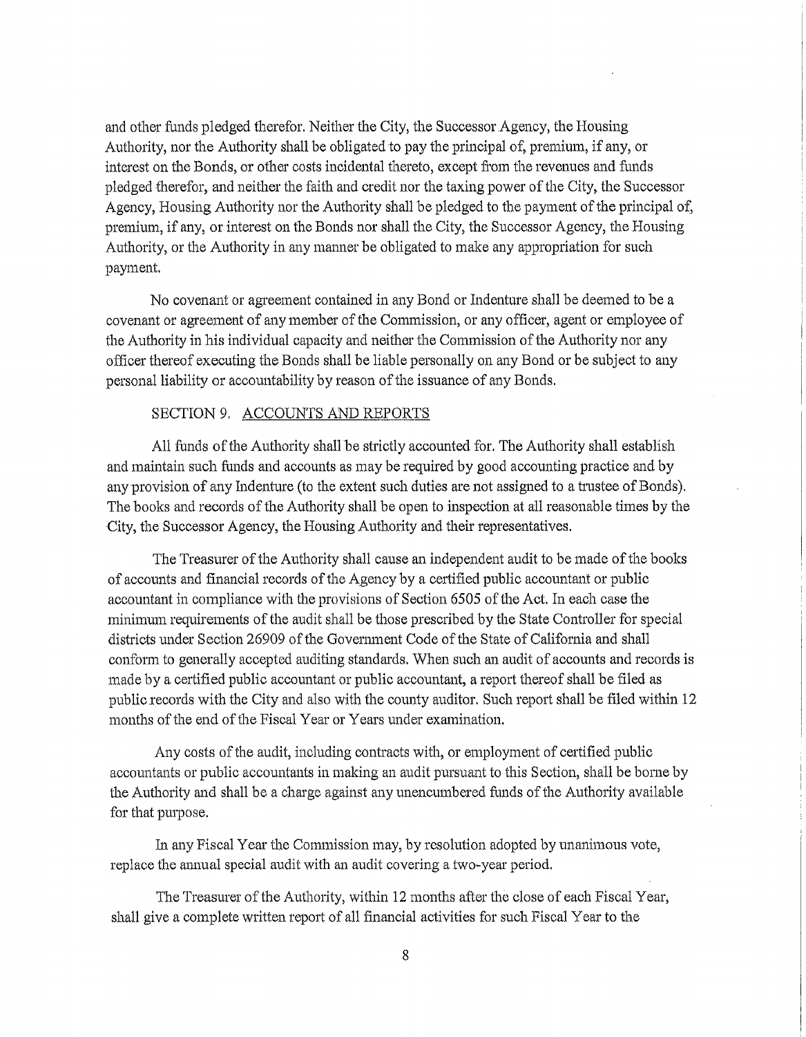and other funds pledged therefor. Neither the City, the Successor Agency, the Housing Authority, nor the Authority shall be obligated to pay the principal of, premium, if any, or interest on the Bonds, or other costs incidental thereto, except from the revenues and funds pledged therefor, and neither the faith and credit nor the taxing power of the City, the Successor Agency, Housing Authority nor the Authority shall be pledged to the payment of the principal of, premium, if any, or interest on the Bonds nor shall the City, the Successor Agency, the Housing Authority, or the Authority in any manner be obligated to make any appropriation for such payment.

No covenant or agreement contained in any Bond or Indenture shall be deemed to be a covenant or agreement of any member of the Commission, or any officer, agent or employee of the Authority in his individual capacity and neither the Commission of the Authority nor any officer thereof executing the Bonds shall be liable personally on any Bond or be subject to any personal liability or accountability by reason of the issuance of any Bonds.

## SECTION 9. ACCOUNTS AND REPORTS

All funds of the Authority shall be strictly accounted for. The Authority shall establish and maintain such funds and accounts as may be required by good accounting practice and by any provision of any Indenture (to the extent such duties are not assigned to a trustee of Bonds). The books and records of the Authority shall be open to inspection at all reasonable times by the City, the Successor Agency, the Housing Authority and their representatives.

The Treasurer of the Authority shall cause an independent audit to be made of the books of accounts and financial records of the Agency by a certified public accountant or public accountant in compliance with the provisions of Section 6505 of the Act. In each case the minimum requirements of the audit shall be those prescribed by the State Controller for special districts under Section 26909 of the Government Code of the State of California and shall conform to generally accepted auditing standards. When such an audit of accounts and records is made by a certified public accountant or public accountant, a report thereof shall be filed as public records with the City and also with the county auditor. Such report shall be filed within 12 months of the end of the Fiscal Year or Years under examination.

Any costs of the audit, including contracts with, or employment of certified public accountants or public accountants in making an audit pursuant to this Section, shall be borne by the Authority and shall be a charge against any unencumbered funds of the Authority available for that purpose.

In any Fiscal Year the Commission may, by resolution adopted by unanimous vote, replace the annual special audit with an audit covering a two-year period.

The Treasurer of the Authority, within 12 months after the close of each Fiscal Year, shall give a complete written report of all financial activities for such Fiscal Year to the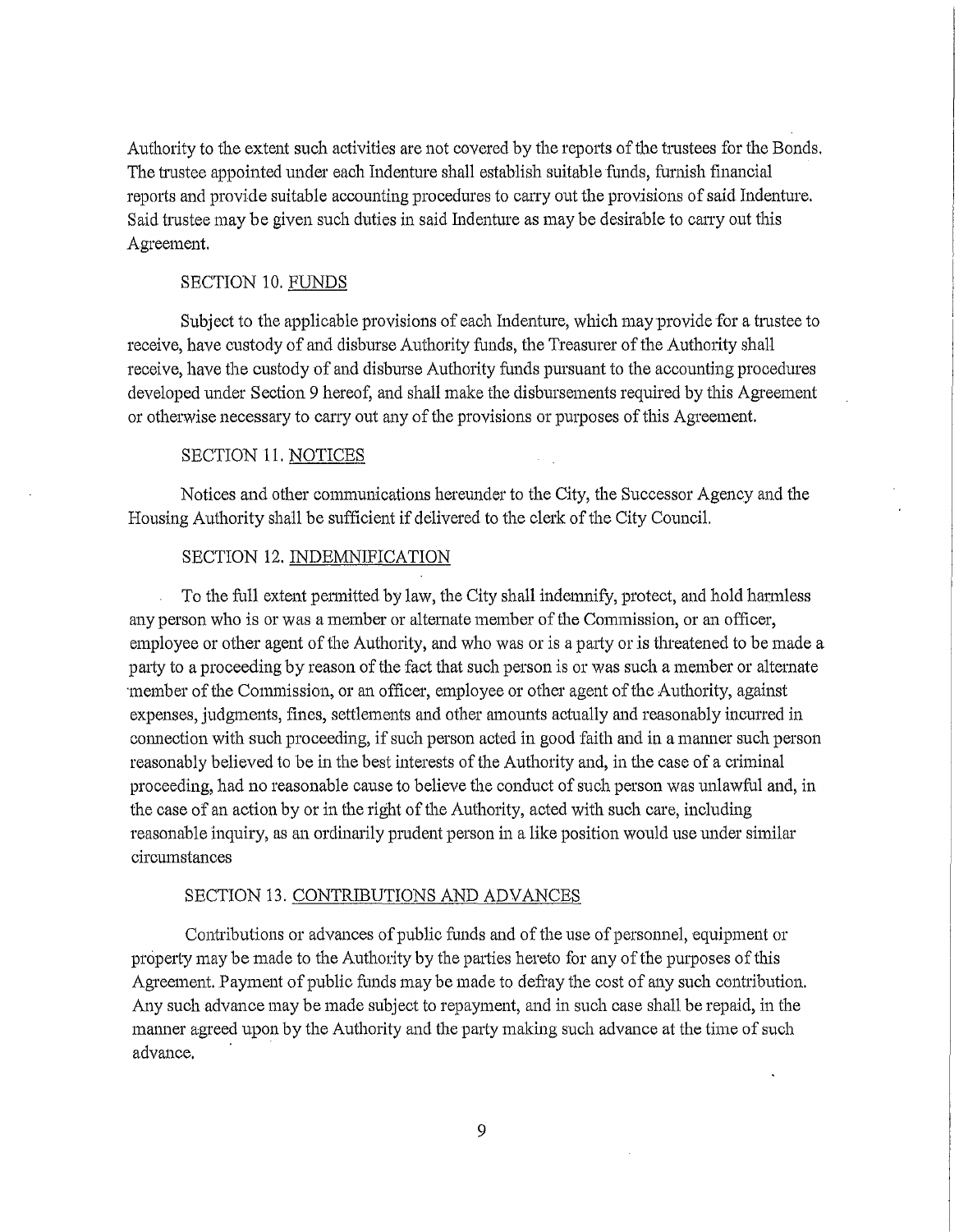Authority to the extent such activities are not covered by the reports of the trustees for the Bonds. The trustee appointed under each Indenture shall establish suitable funds, furnish financial reports and provide suitable accounting procedures to carry out the provisions of said Indenture. Said trustee may be given such duties in said Indenture as may be desirable to carry out this Agreement.

### SECTION 10. FUNDS

Subject to the applicable provisions of each Indenture, which may provide for a trustee to receive, have custody of and disburse Authority funds, the Treasurer of the Authority shall receive, have the custody of and disburse Authority funds pursuant to the accounting procedures developed under Section 9 hereof, and shall make the disbursements required by this Agreement or otherwise necessary to carry out any of the provisions or purposes of this Agreement.

### SECTION 11. NOTICES

Notices and other communications hereunder to the City, the Successor Agency and the Housing Authority shall be sufficient if delivered to the clerk of the City Council.

### SECTION 12. INDEMNIFICATION

To the full extent permitted by law, the City shall indemnify, protect, and hold harmless any person who is or was a member or alternate member of the Commission, or an officer, employee or other agent of the Authority, and who was or is a party or is threatened to be made a party to a proceeding by reason of the fact that such person is or was such a member or alternate member of the Commission, or an officer, employee or other agent of the Authority, against expenses, judgments, fines, settlements and other amounts actually and reasonably incurred in connection with such proceeding, if such person acted in good faith and in a manner such person reasonably believed to be in the best interests of the Authority and, in the case of a criminal proceeding, had no reasonable cause to believe the conduct of such person was unlawful and, in the case of an action by or in the right of the Authority, acted with such care, including reasonable inquiry, as an ordinarily prudent person in a like position would use under similar circumstances

### SECTION 13. CONTRIBUTIONS AND ADVANCES

Contributions or advances of public funds and of the use of personnel, equipment or property may be made to the Authority by the parties hereto for any of the purposes of this Agreement. Payment of public funds may be made to defray the cost of any such contribution. Any such advance may be made subject to repayment, and in such case shall be repaid, in the manner agreed upon by the Authority and the party making such advance at the time of such advance.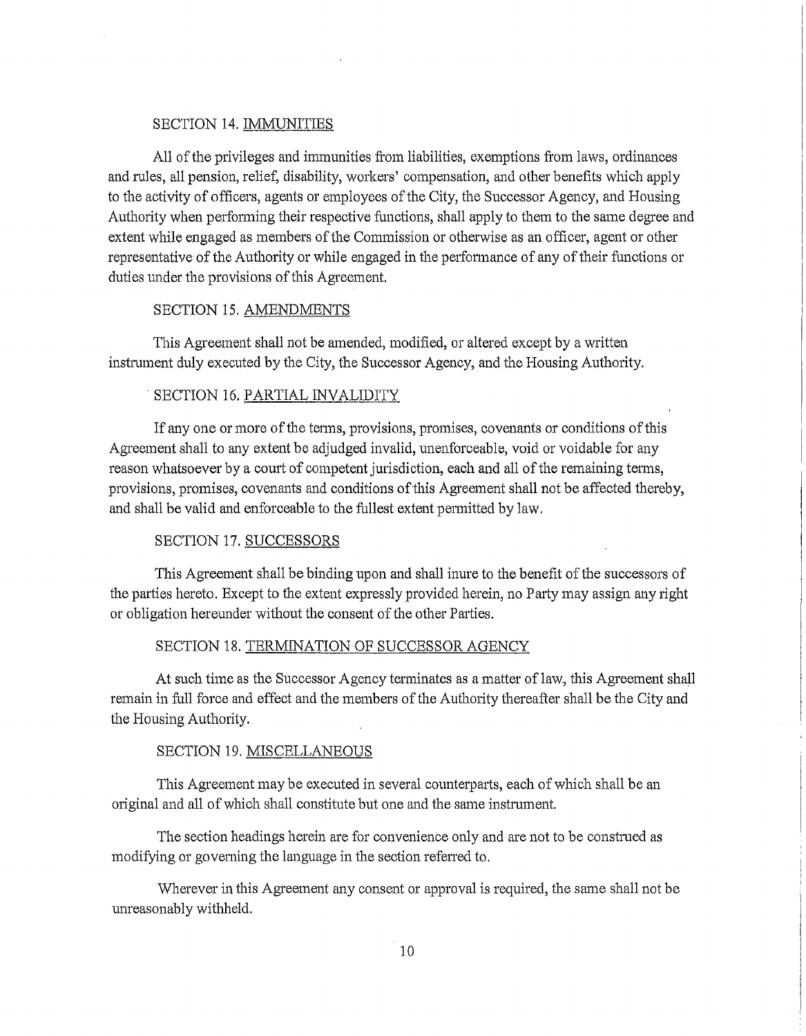### SECTION 14. IMMUNITIES

All of the privileges and immunities from liabilities, exemptions from laws, ordinances and rules, all pension, relief, disability, workers' compensation, and other benefits which apply to the activity of officers, agents or employees of the City, the Successor Agency, and Housing Authority when performing their respective functions, shall apply to them to the same degree and extent while engaged as members of the Commission or otherwise as an officer, agent or other representative of the Authority or while engaged in the performance of any of their functions or duties under the provisions of this Agreement.

### SECTION 15. AMENDMENTS

This Agreement shall not be amended, modified, or altered except by a written instrument duly executed by the City, the Successor Agency, and the Housing Authority.

### SECTION 16. PARTIAL INVALIDITY

If any one or more of the terms, provisions, promises, covenants or conditions of this Agreement shall to any extent be adjudged invalid, unenforceable, void or voidable for any reason whatsoever by a court of competent jurisdiction, each and all of the remaining terms, provisions, promises, covenants and conditions of this Agreement shall not be affected thereby, and shall be valid and enforceable to the fullest extent permitted by law.

### SECTION 17. SUCCESSORS

This Agreement shall be binding upon and shall inure to the benefit of the successors of the parties hereto. Except to the extent expressly provided herein, no Party may assign any right or obligation hereunder without the consent of the other Parties.

### SECTION 18. TERMINATION OF SUCCESSOR AGENCY

At such time as the Successor Agency terminates as a matter of law, this Agreement shall remain in full force and effect and the members of the Authority thereafter shall be the City and the Housing Authority.

### SECTION 19. MISCELLANEOUS

This Agreement may be executed in several counterparts, each of which shall be an original and all of which shall constitute but one and the same instrument.

The section headings herein are for convenience only and are not to be construed as modifying or governing the language in the section referred to.

Wherever in this Agreement any consent or approval is required, the same shall not be unreasonably withheld.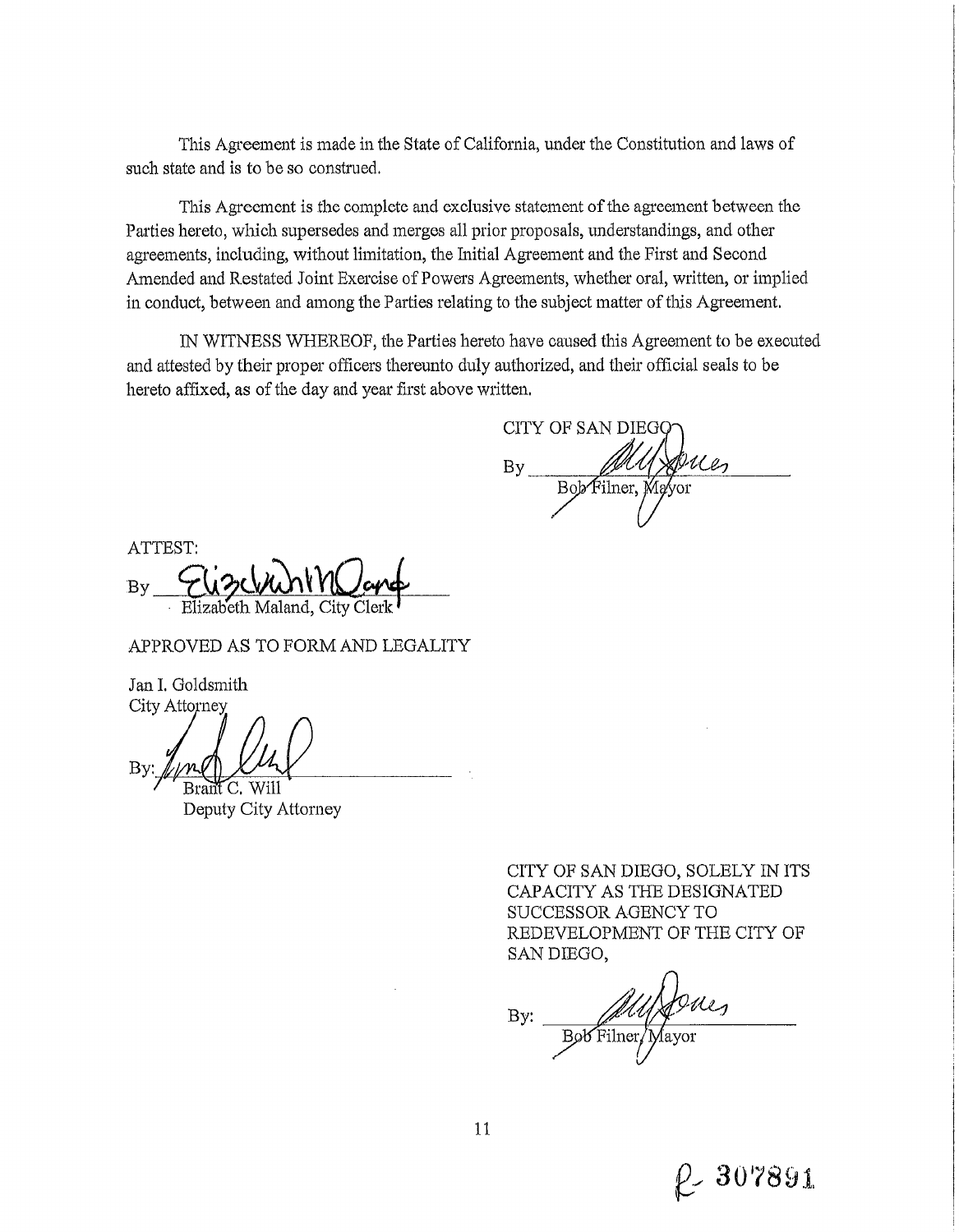This Agreement is made in the State of California, under the Constitution and laws of such state and is to be so construed.

This Agreement is the complete and exclusive statement of the agreement between the Parties hereto, which supersedes and merges all prior proposals, understandings, and other agreements, including, without limitation, the Initial Agreement and the First and Second Amended and Restated Joint Exercise of Powers Agreements, whether oral, written, or implied in conduct, between and among the Parties relating to the subject matter of this Agreement.

IN WITNESS WHEREOF, the Parties hereto have caused this Agreement to be executed and attested by their proper officers thereunto duly authorized, and their official seals to be hereto affixed, as of the day and year first above written.

CITY OF SAN DIEGO

By ____________________
Bob Filner, Mayor

ATTEST:

By ____________________
Elizabeth Maland, City Clerk

APPROVED AS TO FORM AND LEGALITY

Jan I. Goldsmith
City Attorney

By: ____________________
Brant C. Will
Deputy City Attorney

CITY OF SAN DIEGO, SOLELY IN ITS CAPACITY AS THE DESIGNATED SUCCESSOR AGENCY TO REDEVELOPMENT OF THE CITY OF SAN DIEGO,

By: ____________________
Bob Filner, Mayor

R- 307891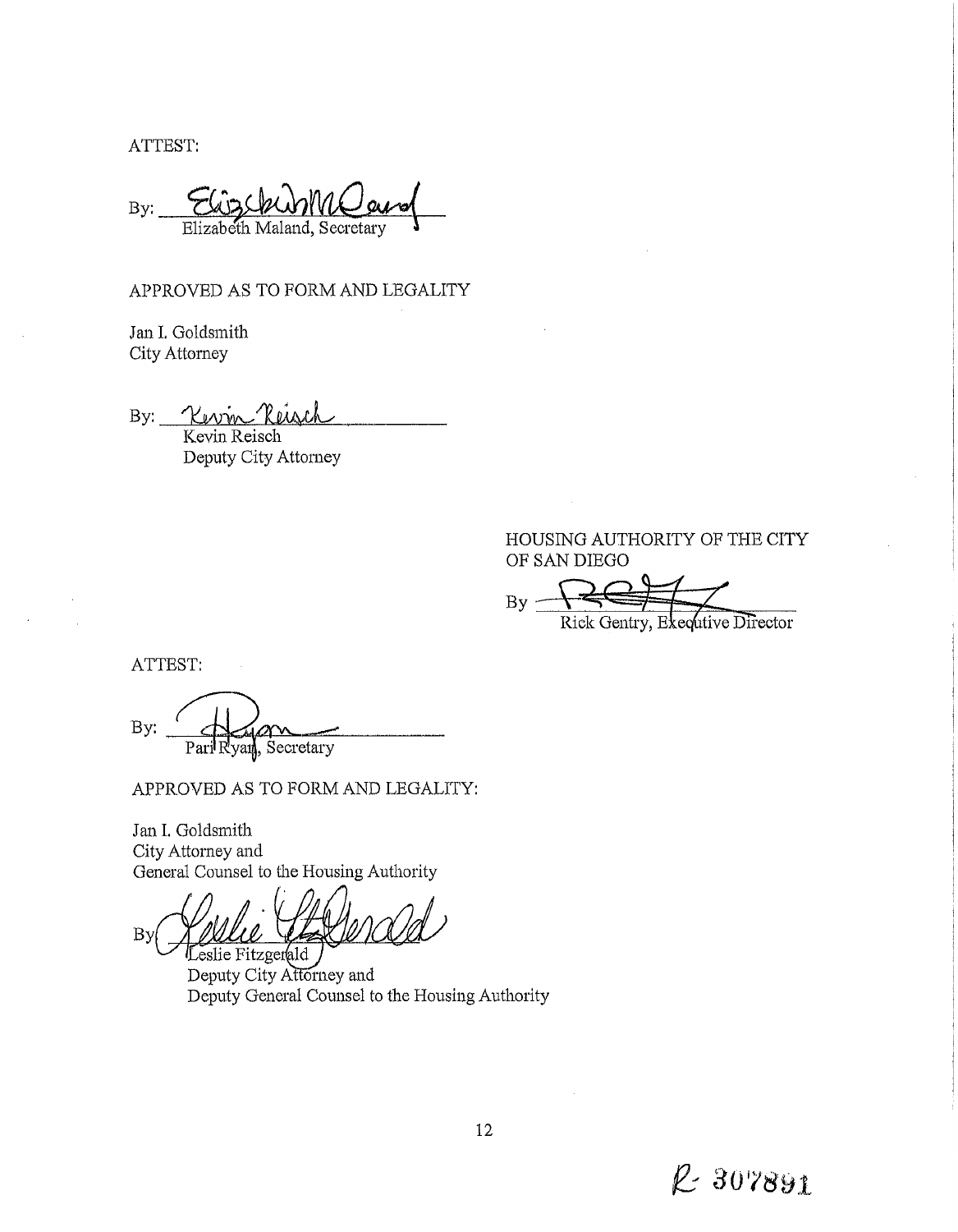ATTEST:

By: ______________________
Elizabeth Maland, Secretary

APPROVED AS TO FORM AND LEGALITY

Jan I. Goldsmith
City Attorney

By: ______________________
Kevin Reisch
Deputy City Attorney

HOUSING AUTHORITY OF THE CITY OF SAN DIEGO

By ______________________
Rick Gentry, Executive Director

ATTEST:

By: ______________________
Pari Ryan, Secretary

APPROVED AS TO FORM AND LEGALITY:

Jan I. Goldsmith
City Attorney and
General Counsel to the Housing Authority

By ______________________
Leslie Fitzgerald
Deputy City Attorney and
Deputy General Counsel to the Housing Authority

R- 307891